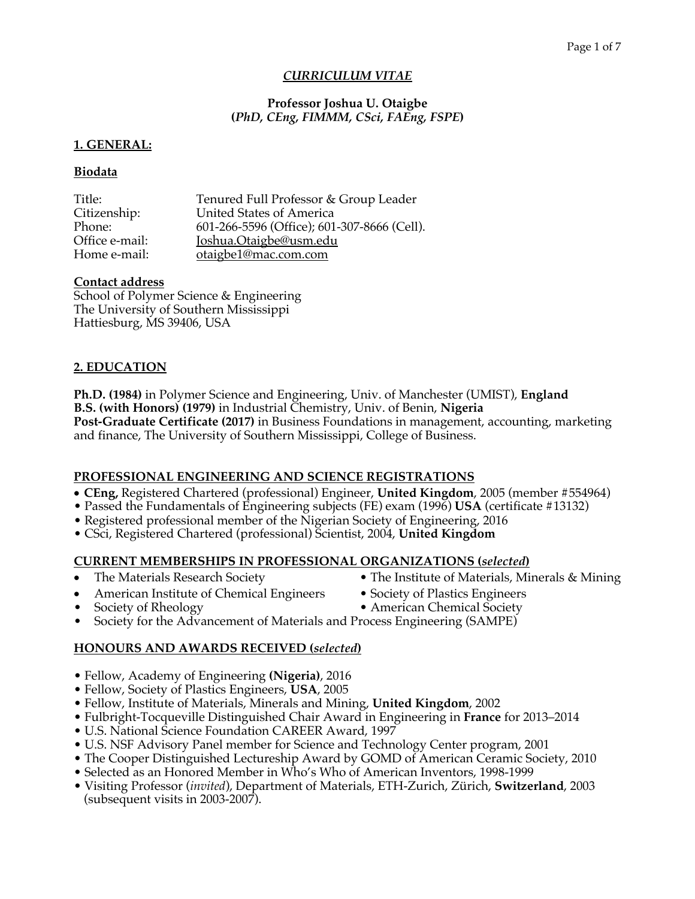# *CURRICULUM VITAE*

**Professor Joshua U. Otaigbe**
**(*PhD, CEng, FIMMM, CSci, FAEng, FSPE*)**

## 1. GENERAL:

### Biodata

| | |
|---|---|
| Title: | Tenured Full Professor & Group Leader |
| Citizenship: | United States of America |
| Phone: | 601-266-5596 (Office); 601-307-8666 (Cell). |
| Office e-mail: | Joshua.Otaigbe@usm.edu |
| Home e-mail: | otaigbe1@mac.com.com |

### Contact address

School of Polymer Science & Engineering
The University of Southern Mississippi
Hattiesburg, MS 39406, USA

## 2. EDUCATION

**Ph.D. (1984)** in Polymer Science and Engineering, Univ. of Manchester (UMIST), **England**
**B.S. (with Honors) (1979)** in Industrial Chemistry, Univ. of Benin, **Nigeria**
**Post-Graduate Certificate (2017)** in Business Foundations in management, accounting, marketing and finance, The University of Southern Mississippi, College of Business.

### PROFESSIONAL ENGINEERING AND SCIENCE REGISTRATIONS

- **CEng,** Registered Chartered (professional) Engineer, **United Kingdom**, 2005 (member #554964)
- Passed the Fundamentals of Engineering subjects (FE) exam (1996) **USA** (certificate #13132)
- Registered professional member of the Nigerian Society of Engineering, 2016
- CSci, Registered Chartered (professional) Scientist, 2004, **United Kingdom**

### CURRENT MEMBERSHIPS IN PROFESSIONAL ORGANIZATIONS (*selected*)

- The Materials Research Society
- The Institute of Materials, Minerals & Mining
- American Institute of Chemical Engineers
- Society of Plastics Engineers
- Society of Rheology
- American Chemical Society
- Society for the Advancement of Materials and Process Engineering (SAMPE)

### HONOURS AND AWARDS RECEIVED (*selected*)

- Fellow, Academy of Engineering **(Nigeria)**, 2016
- Fellow, Society of Plastics Engineers, **USA**, 2005
- Fellow, Institute of Materials, Minerals and Mining, **United Kingdom**, 2002
- Fulbright-Tocqueville Distinguished Chair Award in Engineering in **France** for 2013–2014
- U.S. National Science Foundation CAREER Award, 1997
- U.S. NSF Advisory Panel member for Science and Technology Center program, 2001
- The Cooper Distinguished Lectureship Award by GOMD of American Ceramic Society, 2010
- Selected as an Honored Member in Who's Who of American Inventors, 1998-1999
- Visiting Professor (*invited*), Department of Materials, ETH-Zurich, Zürich, **Switzerland**, 2003 (subsequent visits in 2003-2007).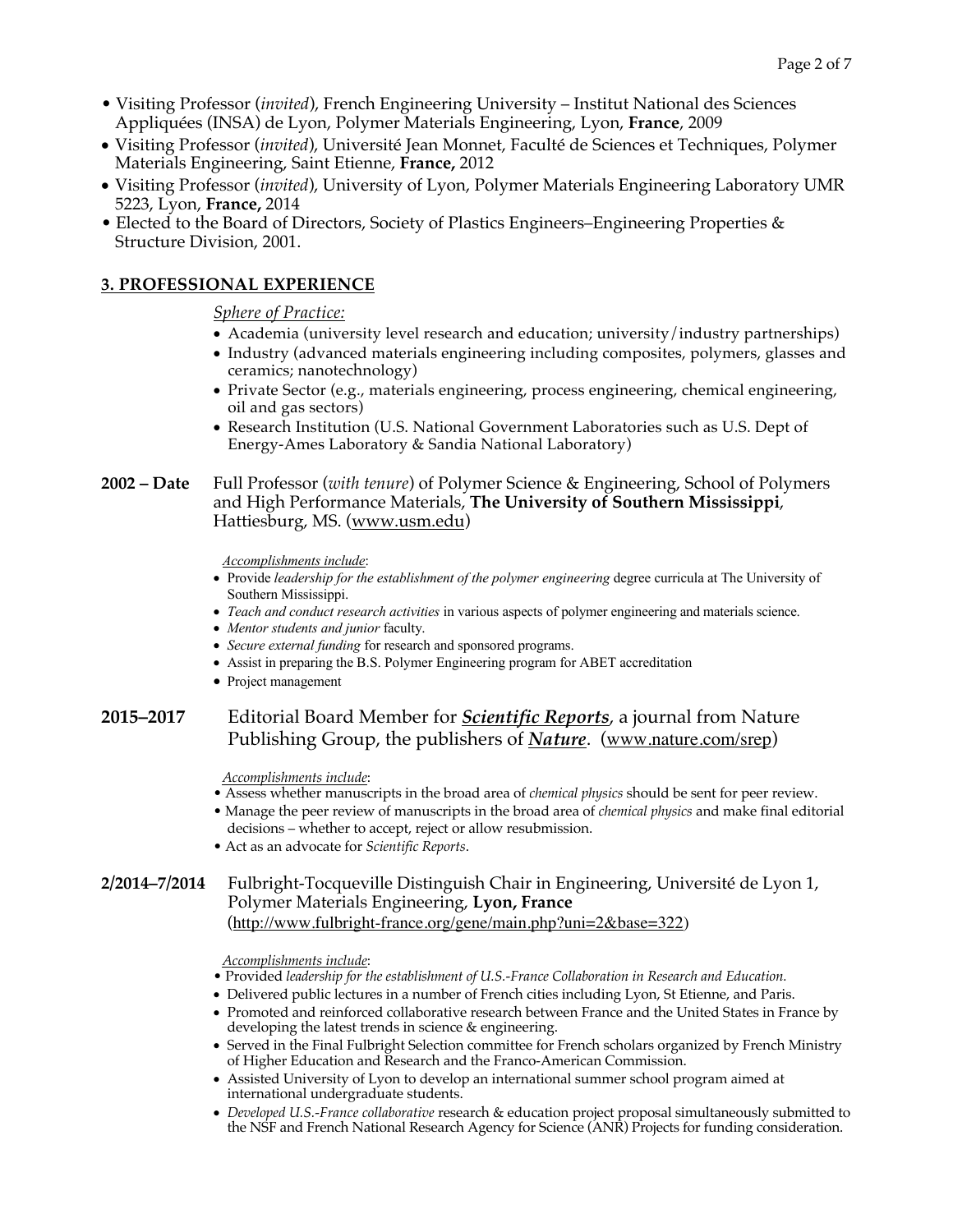- Visiting Professor (*invited*), French Engineering University – Institut National des Sciences Appliquées (INSA) de Lyon, Polymer Materials Engineering, Lyon, **France**, 2009
- Visiting Professor (*invited*), Université Jean Monnet, Faculté de Sciences et Techniques, Polymer Materials Engineering, Saint Etienne, **France,** 2012
- Visiting Professor (*invited*), University of Lyon, Polymer Materials Engineering Laboratory UMR 5223, Lyon, **France,** 2014
- Elected to the Board of Directors, Society of Plastics Engineers–Engineering Properties & Structure Division, 2001.

## 3. PROFESSIONAL EXPERIENCE

*Sphere of Practice:*

- Academia (university level research and education; university/industry partnerships)
- Industry (advanced materials engineering including composites, polymers, glasses and ceramics; nanotechnology)
- Private Sector (e.g., materials engineering, process engineering, chemical engineering, oil and gas sectors)
- Research Institution (U.S. National Government Laboratories such as U.S. Dept of Energy-Ames Laboratory & Sandia National Laboratory)

**2002 – Date** Full Professor (*with tenure*) of Polymer Science & Engineering, School of Polymers and High Performance Materials, **The University of Southern Mississippi**, Hattiesburg, MS. (www.usm.edu)

*Accomplishments include*:

- Provide *leadership for the establishment of the polymer engineering* degree curricula at The University of Southern Mississippi.
- *Teach and conduct research activities* in various aspects of polymer engineering and materials science.
- *Mentor students and junior* faculty.
- *Secure external funding* for research and sponsored programs.
- Assist in preparing the B.S. Polymer Engineering program for ABET accreditation
- Project management

**2015–2017** Editorial Board Member for ***Scientific Reports***, a journal from Nature Publishing Group, the publishers of ***Nature***. (www.nature.com/srep)

*Accomplishments include*:

- Assess whether manuscripts in the broad area of *chemical physics* should be sent for peer review.
- Manage the peer review of manuscripts in the broad area of *chemical physics* and make final editorial decisions – whether to accept, reject or allow resubmission.
- Act as an advocate for *Scientific Reports*.

**2/2014–7/2014** Fulbright-Tocqueville Distinguish Chair in Engineering, Université de Lyon 1, Polymer Materials Engineering, **Lyon, France** (http://www.fulbright-france.org/gene/main.php?uni=2&base=322)

*Accomplishments include*:

- Provided *leadership for the establishment of U.S.-France Collaboration in Research and Education.*
- Delivered public lectures in a number of French cities including Lyon, St Etienne, and Paris.
- Promoted and reinforced collaborative research between France and the United States in France by developing the latest trends in science & engineering.
- Served in the Final Fulbright Selection committee for French scholars organized by French Ministry of Higher Education and Research and the Franco-American Commission.
- Assisted University of Lyon to develop an international summer school program aimed at international undergraduate students.
- *Developed U.S.-France collaborative* research & education project proposal simultaneously submitted to the NSF and French National Research Agency for Science (ANR) Projects for funding consideration.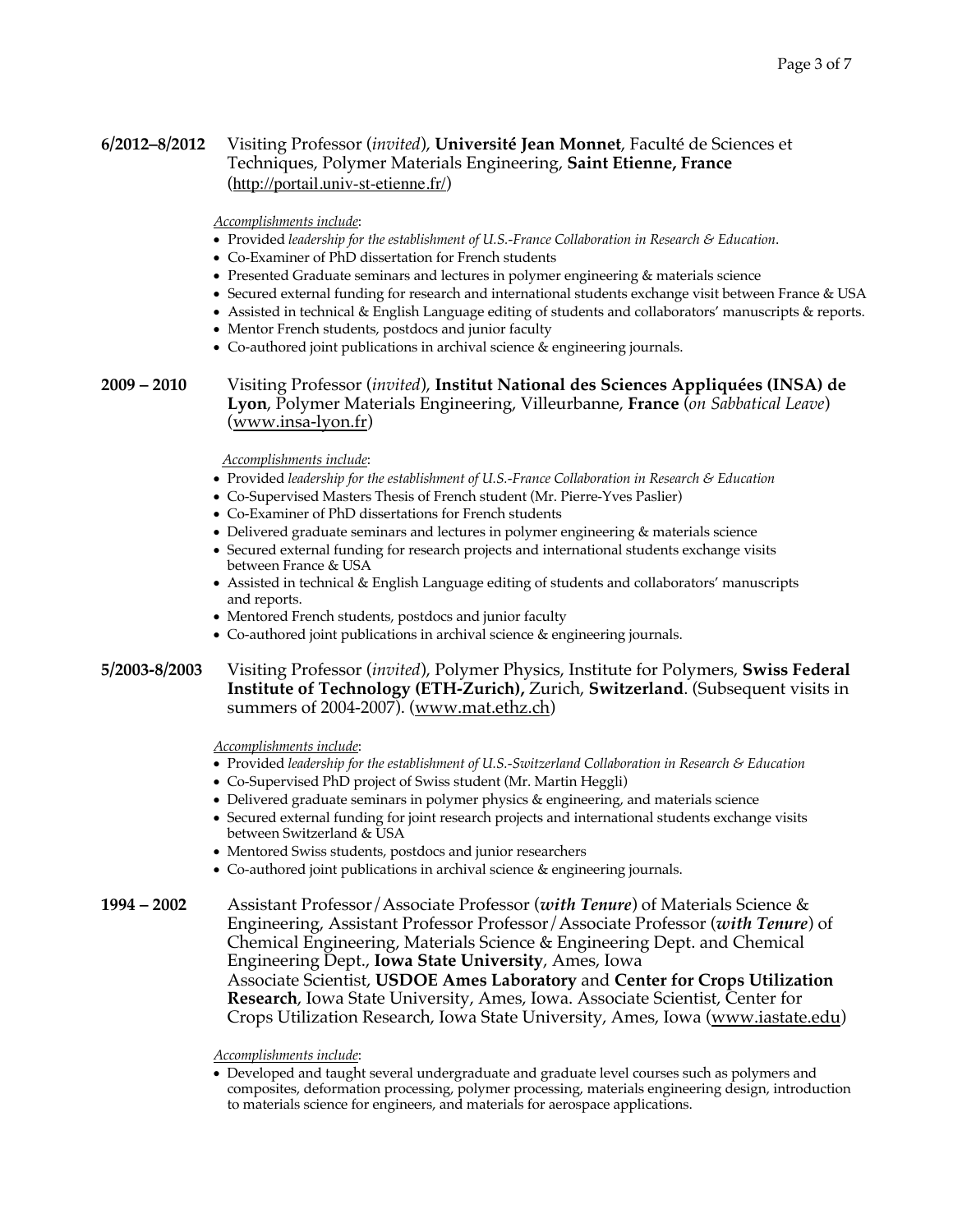**6/2012–8/2012** Visiting Professor (*invited*), **Université Jean Monnet**, Faculté de Sciences et Techniques, Polymer Materials Engineering, **Saint Etienne, France** (http://portail.univ-st-etienne.fr/)

*Accomplishments include*:

- Provided *leadership for the establishment of U.S.-France Collaboration in Research & Education*.
- Co-Examiner of PhD dissertation for French students
- Presented Graduate seminars and lectures in polymer engineering & materials science
- Secured external funding for research and international students exchange visit between France & USA
- Assisted in technical & English Language editing of students and collaborators' manuscripts & reports.
- Mentor French students, postdocs and junior faculty
- Co-authored joint publications in archival science & engineering journals.

**2009 – 2010** Visiting Professor (*invited*), **Institut National des Sciences Appliquées (INSA) de Lyon**, Polymer Materials Engineering, Villeurbanne, **France** (*on Sabbatical Leave*) (www.insa-lyon.fr)

*Accomplishments include*:

- Provided *leadership for the establishment of U.S.-France Collaboration in Research & Education*
- Co-Supervised Masters Thesis of French student (Mr. Pierre-Yves Paslier)
- Co-Examiner of PhD dissertations for French students
- Delivered graduate seminars and lectures in polymer engineering & materials science
- Secured external funding for research projects and international students exchange visits between France & USA
- Assisted in technical & English Language editing of students and collaborators' manuscripts and reports.
- Mentored French students, postdocs and junior faculty
- Co-authored joint publications in archival science & engineering journals.

**5/2003-8/2003** Visiting Professor (*invited*), Polymer Physics, Institute for Polymers, **Swiss Federal Institute of Technology (ETH-Zurich),** Zurich, **Switzerland**. (Subsequent visits in summers of 2004-2007). (www.mat.ethz.ch)

*Accomplishments include*:

- Provided *leadership for the establishment of U.S.-Switzerland Collaboration in Research & Education*
- Co-Supervised PhD project of Swiss student (Mr. Martin Heggli)
- Delivered graduate seminars in polymer physics & engineering, and materials science
- Secured external funding for joint research projects and international students exchange visits between Switzerland & USA
- Mentored Swiss students, postdocs and junior researchers
- Co-authored joint publications in archival science & engineering journals.

**1994 – 2002** Assistant Professor/Associate Professor (***with Tenure***) of Materials Science & Engineering, Assistant Professor Professor/Associate Professor (***with Tenure***) of Chemical Engineering, Materials Science & Engineering Dept. and Chemical Engineering Dept., **Iowa State University**, Ames, Iowa
Associate Scientist, **USDOE Ames Laboratory** and **Center for Crops Utilization Research**, Iowa State University, Ames, Iowa. Associate Scientist, Center for Crops Utilization Research, Iowa State University, Ames, Iowa (www.iastate.edu)

*Accomplishments include*:

- Developed and taught several undergraduate and graduate level courses such as polymers and composites, deformation processing, polymer processing, materials engineering design, introduction to materials science for engineers, and materials for aerospace applications.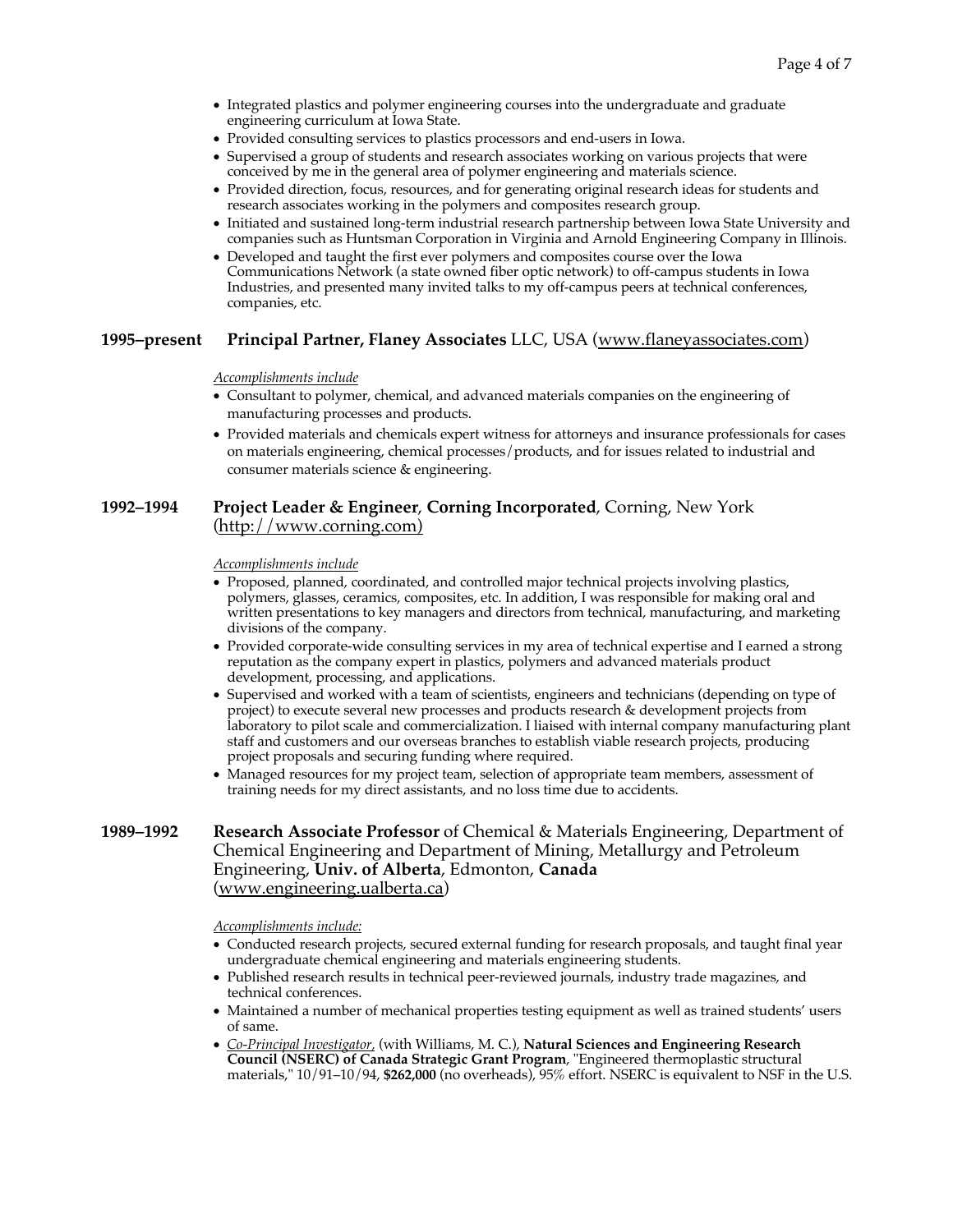- Integrated plastics and polymer engineering courses into the undergraduate and graduate engineering curriculum at Iowa State.
- Provided consulting services to plastics processors and end-users in Iowa.
- Supervised a group of students and research associates working on various projects that were conceived by me in the general area of polymer engineering and materials science.
- Provided direction, focus, resources, and for generating original research ideas for students and research associates working in the polymers and composites research group.
- Initiated and sustained long-term industrial research partnership between Iowa State University and companies such as Huntsman Corporation in Virginia and Arnold Engineering Company in Illinois.
- Developed and taught the first ever polymers and composites course over the Iowa Communications Network (a state owned fiber optic network) to off-campus students in Iowa Industries, and presented many invited talks to my off-campus peers at technical conferences, companies, etc.

**1995–present** **Principal Partner, Flaney Associates** LLC, USA (www.flaneyassociates.com)

*Accomplishments include*

- Consultant to polymer, chemical, and advanced materials companies on the engineering of manufacturing processes and products.
- Provided materials and chemicals expert witness for attorneys and insurance professionals for cases on materials engineering, chemical processes/products, and for issues related to industrial and consumer materials science & engineering.

**1992–1994** **Project Leader & Engineer**, **Corning Incorporated**, Corning, New York (http://www.corning.com)

*Accomplishments include*

- Proposed, planned, coordinated, and controlled major technical projects involving plastics, polymers, glasses, ceramics, composites, etc. In addition, I was responsible for making oral and written presentations to key managers and directors from technical, manufacturing, and marketing divisions of the company.
- Provided corporate-wide consulting services in my area of technical expertise and I earned a strong reputation as the company expert in plastics, polymers and advanced materials product development, processing, and applications.
- Supervised and worked with a team of scientists, engineers and technicians (depending on type of project) to execute several new processes and products research & development projects from laboratory to pilot scale and commercialization. I liaised with internal company manufacturing plant staff and customers and our overseas branches to establish viable research projects, producing project proposals and securing funding where required.
- Managed resources for my project team, selection of appropriate team members, assessment of training needs for my direct assistants, and no loss time due to accidents.

**1989–1992** **Research Associate Professor** of Chemical & Materials Engineering, Department of Chemical Engineering and Department of Mining, Metallurgy and Petroleum Engineering, **Univ. of Alberta**, Edmonton, **Canada** (www.engineering.ualberta.ca)

*Accomplishments include:*

- Conducted research projects, secured external funding for research proposals, and taught final year undergraduate chemical engineering and materials engineering students.
- Published research results in technical peer-reviewed journals, industry trade magazines, and technical conferences.
- Maintained a number of mechanical properties testing equipment as well as trained students' users of same.
- *Co-Principal Investigator*, (with Williams, M. C.), **Natural Sciences and Engineering Research Council (NSERC) of Canada Strategic Grant Program**, "Engineered thermoplastic structural materials," 10/91–10/94, **$262,000** (no overheads), 95% effort. NSERC is equivalent to NSF in the U.S.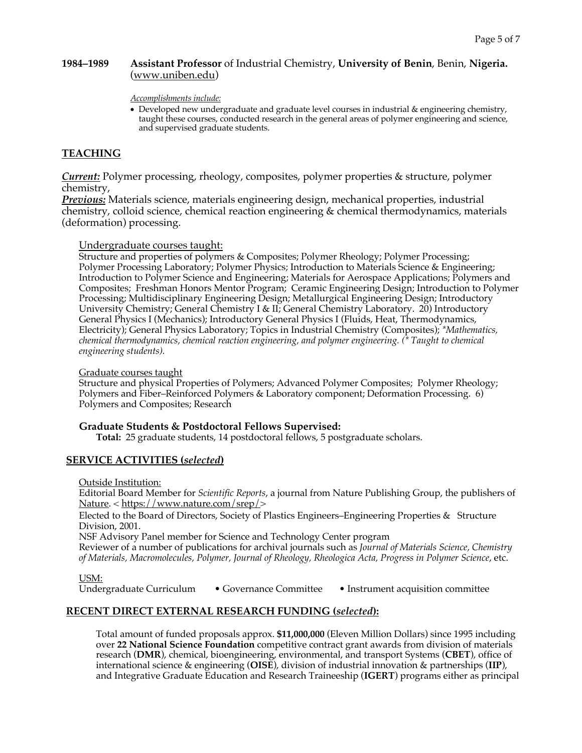**1984–1989** **Assistant Professor** of Industrial Chemistry, **University of Benin**, Benin, **Nigeria.** (www.uniben.edu)

*Accomplishments include:*

- Developed new undergraduate and graduate level courses in industrial & engineering chemistry, taught these courses, conducted research in the general areas of polymer engineering and science, and supervised graduate students.

## TEACHING

***Current:*** Polymer processing, rheology, composites, polymer properties & structure, polymer chemistry,

***Previous:*** Materials science, materials engineering design, mechanical properties, industrial chemistry, colloid science, chemical reaction engineering & chemical thermodynamics, materials (deformation) processing.

Undergraduate courses taught:

Structure and properties of polymers & Composites; Polymer Rheology; Polymer Processing; Polymer Processing Laboratory; Polymer Physics; Introduction to Materials Science & Engineering; Introduction to Polymer Science and Engineering; Materials for Aerospace Applications; Polymers and Composites; Freshman Honors Mentor Program; Ceramic Engineering Design; Introduction to Polymer Processing; Multidisciplinary Engineering Design; Metallurgical Engineering Design; Introductory University Chemistry; General Chemistry I & II; General Chemistry Laboratory. 20) Introductory General Physics I (Mechanics); Introductory General Physics I (Fluids, Heat, Thermodynamics, Electricity); General Physics Laboratory; Topics in Industrial Chemistry (Composites); *\*Mathematics, chemical thermodynamics, chemical reaction engineering, and polymer engineering. (\* Taught to chemical engineering students).*

Graduate courses taught

Structure and physical Properties of Polymers; Advanced Polymer Composites; Polymer Rheology; Polymers and Fiber–Reinforced Polymers & Laboratory component; Deformation Processing. 6) Polymers and Composites; Research

### Graduate Students & Postdoctoral Fellows Supervised:

**Total:** 25 graduate students, 14 postdoctoral fellows, 5 postgraduate scholars.

## SERVICE ACTIVITIES (*selected*)

Outside Institution:

Editorial Board Member for *Scientific Reports*, a journal from Nature Publishing Group, the publishers of Nature. < https://www.nature.com/srep/>

Elected to the Board of Directors, Society of Plastics Engineers–Engineering Properties & Structure Division, 2001.

NSF Advisory Panel member for Science and Technology Center program

Reviewer of a number of publications for archival journals such as *Journal of Materials Science, Chemistry of Materials, Macromolecules, Polymer, Journal of Rheology, Rheologica Acta, Progress in Polymer Science*, etc.

USM:

Undergraduate Curriculum • Governance Committee • Instrument acquisition committee

## RECENT DIRECT EXTERNAL RESEARCH FUNDING (*selected*):

Total amount of funded proposals approx. **$11,000,000** (Eleven Million Dollars) since 1995 including over **22 National Science Foundation** competitive contract grant awards from division of materials research (**DMR**), chemical, bioengineering, environmental, and transport Systems (**CBET**), office of international science & engineering (**OISE**), division of industrial innovation & partnerships (**IIP**), and Integrative Graduate Education and Research Traineeship (**IGERT**) programs either as principal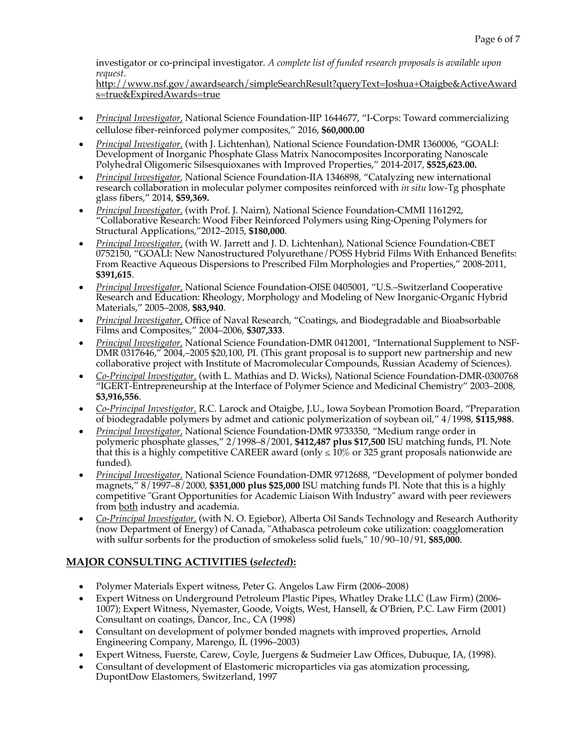investigator or co-principal investigator. *A complete list of funded research proposals is available upon request*.
http://www.nsf.gov/awardsearch/simpleSearchResult?queryText=Joshua+Otaigbe&ActiveAwards=true&ExpiredAwards=true

- *Principal Investigator*, National Science Foundation-IIP 1644677, "I-Corps: Toward commercializing cellulose fiber-reinforced polymer composites," 2016, **$60,000.00**
- *Principal Investigator*, (with J. Lichtenhan), National Science Foundation-DMR 1360006, "GOALI: Development of Inorganic Phosphate Glass Matrix Nanocomposites Incorporating Nanoscale Polyhedral Oligomeric Silsesquioxanes with Improved Properties," 2014-2017, **$525,623.00.**
- *Principal Investigator*, National Science Foundation-IIA 1346898, "Catalyzing new international research collaboration in molecular polymer composites reinforced with *in situ* low-Tg phosphate glass fibers," 2014, **$59,369.**
- *Principal Investigator*, (with Prof. J. Nairn), National Science Foundation-CMMI 1161292, "Collaborative Research: Wood Fiber Reinforced Polymers using Ring-Opening Polymers for Structural Applications,"2012–2015, **$180,000**.
- *Principal Investigator*, (with W. Jarrett and J. D. Lichtenhan), National Science Foundation-CBET 0752150, "GOALI: New Nanostructured Polyurethane/POSS Hybrid Films With Enhanced Benefits: From Reactive Aqueous Dispersions to Prescribed Film Morphologies and Properties," 2008-2011, **$391,615**.
- *Principal Investigator*, National Science Foundation-OISE 0405001, "U.S.–Switzerland Cooperative Research and Education: Rheology, Morphology and Modeling of New Inorganic-Organic Hybrid Materials," 2005–2008, **$83,940**.
- *Principal Investigator*, Office of Naval Research, "Coatings, and Biodegradable and Bioabsorbable Films and Composites," 2004–2006, **$307,333**.
- *Principal Investigator*, National Science Foundation-DMR 0412001, "International Supplement to NSF-DMR 0317646," 2004,–2005 $20,100, PI. (This grant proposal is to support new partnership and new collaborative project with Institute of Macromolecular Compounds, Russian Academy of Sciences).
- *Co-Principal Investigator*, (with L. Mathias and D. Wicks), National Science Foundation-DMR-0300768 "IGERT-Entrepreneurship at the Interface of Polymer Science and Medicinal Chemistry" 2003–2008, **$3,916,556**.
- *Co-Principal Investigator*, R.C. Larock and Otaigbe, J.U., Iowa Soybean Promotion Board, "Preparation of biodegradable polymers by admet and cationic polymerization of soybean oil," 4/1998, **$115,988**.
- *Principal Investigator*, National Science Foundation-DMR 9733350, "Medium range order in polymeric phosphate glasses," 2/1998–8/2001, **$412,487 plus $17,500** ISU matching funds, PI. Note that this is a highly competitive CAREER award (only ≤ 10% or 325 grant proposals nationwide are funded).
- *Principal Investigator*, National Science Foundation-DMR 9712688, "Development of polymer bonded magnets," 8/1997–8/2000, **$351,000 plus $25,000** ISU matching funds PI. Note that this is a highly competitive "Grant Opportunities for Academic Liaison With Industry" award with peer reviewers from both industry and academia.
- *Co-Principal Investigator*, (with N. O. Egiebor), Alberta Oil Sands Technology and Research Authority (now Department of Energy) of Canada, "Athabasca petroleum coke utilization: coagglomeration with sulfur sorbents for the production of smokeless solid fuels," 10/90–10/91, **$85,000**.

## MAJOR CONSULTING ACTIVITIES (*selected*):

- Polymer Materials Expert witness, Peter G. Angelos Law Firm (2006–2008)
- Expert Witness on Underground Petroleum Plastic Pipes, Whatley Drake LLC (Law Firm) (2006-1007); Expert Witness, Nyemaster, Goode, Voigts, West, Hansell, & O'Brien, P.C. Law Firm (2001) Consultant on coatings, Dancor, Inc., CA (1998)
- Consultant on development of polymer bonded magnets with improved properties, Arnold Engineering Company, Marengo, IL (1996–2003)
- Expert Witness, Fuerste, Carew, Coyle, Juergens & Sudmeier Law Offices, Dubuque, IA, (1998).
- Consultant of development of Elastomeric microparticles via gas atomization processing, DupontDow Elastomers, Switzerland, 1997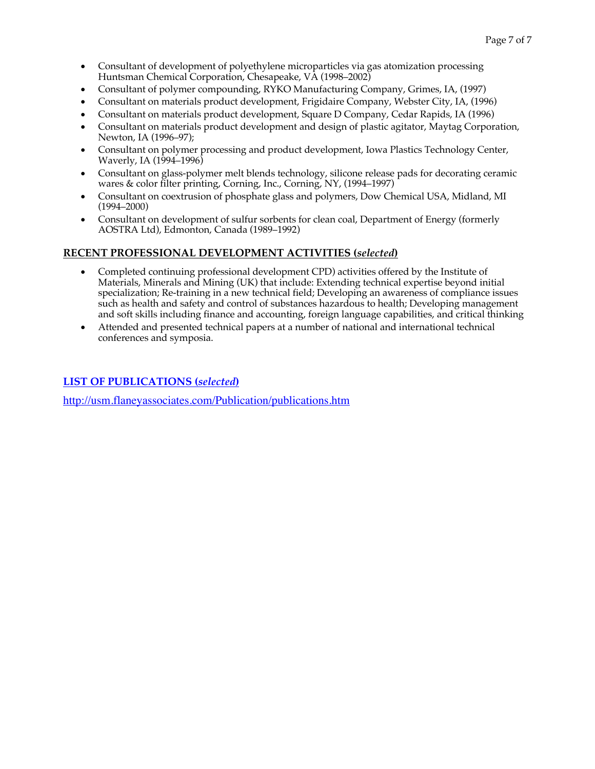- Consultant of development of polyethylene microparticles via gas atomization processing Huntsman Chemical Corporation, Chesapeake, VA (1998–2002)
- Consultant of polymer compounding, RYKO Manufacturing Company, Grimes, IA, (1997)
- Consultant on materials product development, Frigidaire Company, Webster City, IA, (1996)
- Consultant on materials product development, Square D Company, Cedar Rapids, IA (1996)
- Consultant on materials product development and design of plastic agitator, Maytag Corporation, Newton, IA (1996–97);
- Consultant on polymer processing and product development, Iowa Plastics Technology Center, Waverly, IA (1994–1996)
- Consultant on glass-polymer melt blends technology, silicone release pads for decorating ceramic wares & color filter printing, Corning, Inc., Corning, NY, (1994–1997)
- Consultant on coextrusion of phosphate glass and polymers, Dow Chemical USA, Midland, MI (1994–2000)
- Consultant on development of sulfur sorbents for clean coal, Department of Energy (formerly AOSTRA Ltd), Edmonton, Canada (1989–1992)

## RECENT PROFESSIONAL DEVELOPMENT ACTIVITIES (*selected*)

- Completed continuing professional development CPD) activities offered by the Institute of Materials, Minerals and Mining (UK) that include: Extending technical expertise beyond initial specialization; Re-training in a new technical field; Developing an awareness of compliance issues such as health and safety and control of substances hazardous to health; Developing management and soft skills including finance and accounting, foreign language capabilities, and critical thinking
- Attended and presented technical papers at a number of national and international technical conferences and symposia.

## LIST OF PUBLICATIONS (*selected*)

http://usm.flaneyassociates.com/Publication/publications.htm